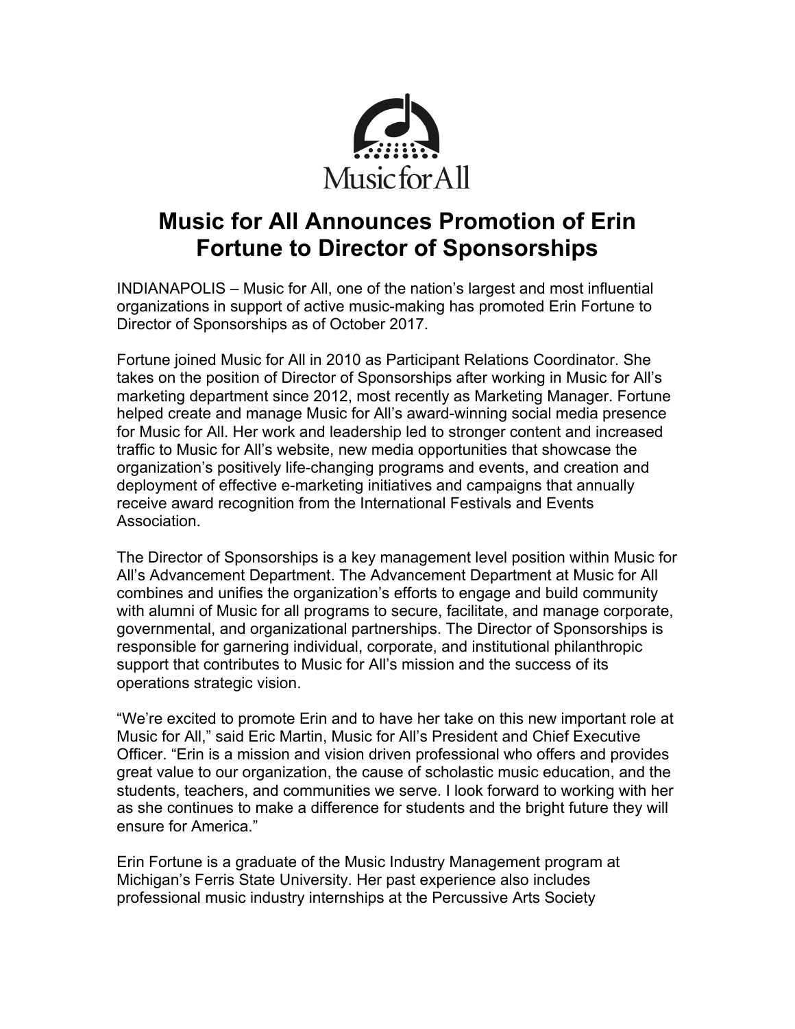Music for All

# Music for All Announces Promotion of Erin Fortune to Director of Sponsorships

INDIANAPOLIS – Music for All, one of the nation's largest and most influential organizations in support of active music-making has promoted Erin Fortune to Director of Sponsorships as of October 2017.

Fortune joined Music for All in 2010 as Participant Relations Coordinator. She takes on the position of Director of Sponsorships after working in Music for All's marketing department since 2012, most recently as Marketing Manager. Fortune helped create and manage Music for All's award-winning social media presence for Music for All. Her work and leadership led to stronger content and increased traffic to Music for All's website, new media opportunities that showcase the organization's positively life-changing programs and events, and creation and deployment of effective e-marketing initiatives and campaigns that annually receive award recognition from the International Festivals and Events Association.

The Director of Sponsorships is a key management level position within Music for All's Advancement Department. The Advancement Department at Music for All combines and unifies the organization's efforts to engage and build community with alumni of Music for all programs to secure, facilitate, and manage corporate, governmental, and organizational partnerships. The Director of Sponsorships is responsible for garnering individual, corporate, and institutional philanthropic support that contributes to Music for All's mission and the success of its operations strategic vision.

"We're excited to promote Erin and to have her take on this new important role at Music for All," said Eric Martin, Music for All's President and Chief Executive Officer. "Erin is a mission and vision driven professional who offers and provides great value to our organization, the cause of scholastic music education, and the students, teachers, and communities we serve. I look forward to working with her as she continues to make a difference for students and the bright future they will ensure for America."

Erin Fortune is a graduate of the Music Industry Management program at Michigan's Ferris State University. Her past experience also includes professional music industry internships at the Percussive Arts Society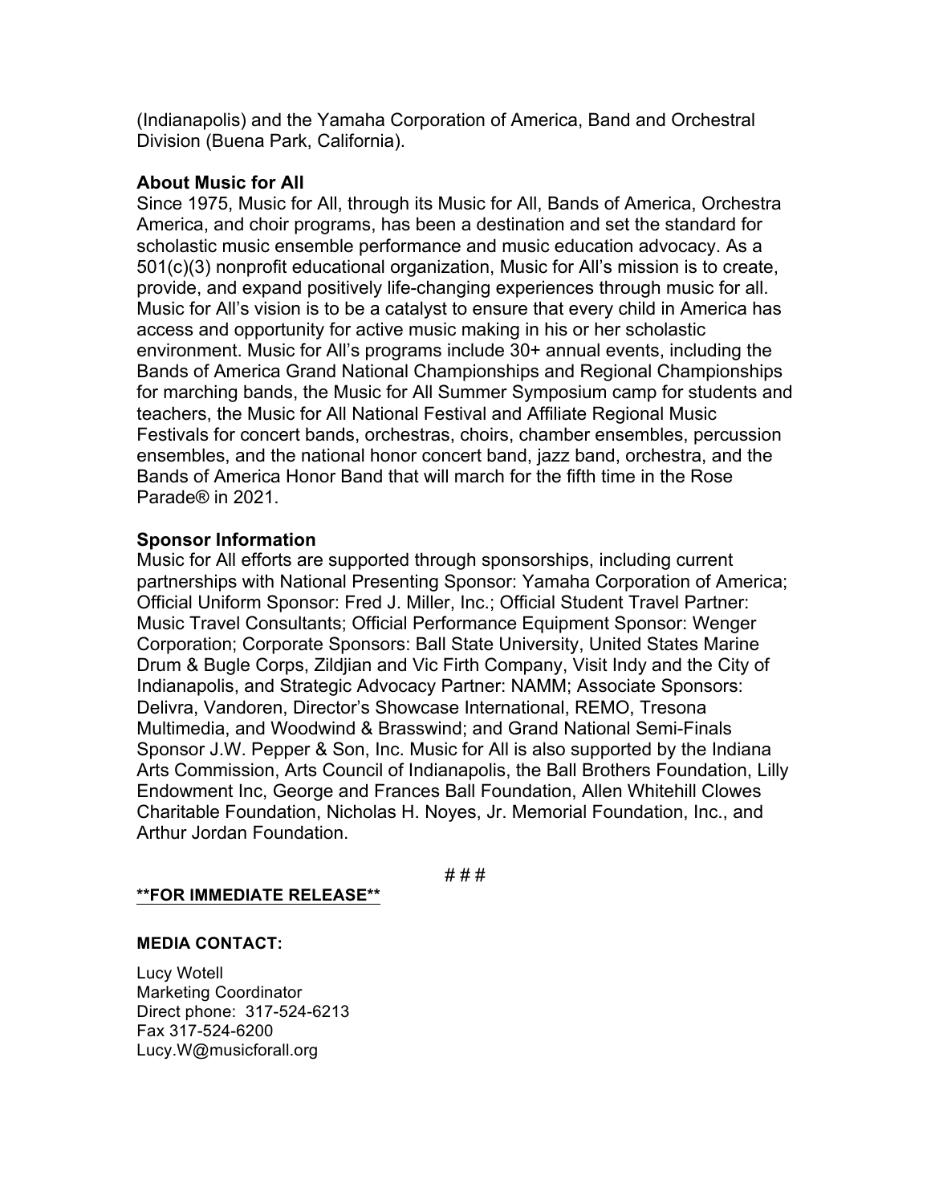(Indianapolis) and the Yamaha Corporation of America, Band and Orchestral Division (Buena Park, California).

**About Music for All**

Since 1975, Music for All, through its Music for All, Bands of America, Orchestra America, and choir programs, has been a destination and set the standard for scholastic music ensemble performance and music education advocacy. As a 501(c)(3) nonprofit educational organization, Music for All's mission is to create, provide, and expand positively life-changing experiences through music for all. Music for All's vision is to be a catalyst to ensure that every child in America has access and opportunity for active music making in his or her scholastic environment. Music for All's programs include 30+ annual events, including the Bands of America Grand National Championships and Regional Championships for marching bands, the Music for All Summer Symposium camp for students and teachers, the Music for All National Festival and Affiliate Regional Music Festivals for concert bands, orchestras, choirs, chamber ensembles, percussion ensembles, and the national honor concert band, jazz band, orchestra, and the Bands of America Honor Band that will march for the fifth time in the Rose Parade® in 2021.

**Sponsor Information**

Music for All efforts are supported through sponsorships, including current partnerships with National Presenting Sponsor: Yamaha Corporation of America; Official Uniform Sponsor: Fred J. Miller, Inc.; Official Student Travel Partner: Music Travel Consultants; Official Performance Equipment Sponsor: Wenger Corporation; Corporate Sponsors: Ball State University, United States Marine Drum & Bugle Corps, Zildjian and Vic Firth Company, Visit Indy and the City of Indianapolis, and Strategic Advocacy Partner: NAMM; Associate Sponsors: Delivra, Vandoren, Director's Showcase International, REMO, Tresona Multimedia, and Woodwind & Brasswind; and Grand National Semi-Finals Sponsor J.W. Pepper & Son, Inc. Music for All is also supported by the Indiana Arts Commission, Arts Council of Indianapolis, the Ball Brothers Foundation, Lilly Endowment Inc, George and Frances Ball Foundation, Allen Whitehill Clowes Charitable Foundation, Nicholas H. Noyes, Jr. Memorial Foundation, Inc., and Arthur Jordan Foundation.

# # #

**<u>**FOR IMMEDIATE RELEASE**</u>**

**MEDIA CONTACT:**

Lucy Wotell
Marketing Coordinator
Direct phone: 317-524-6213
Fax 317-524-6200
Lucy.W@musicforall.org